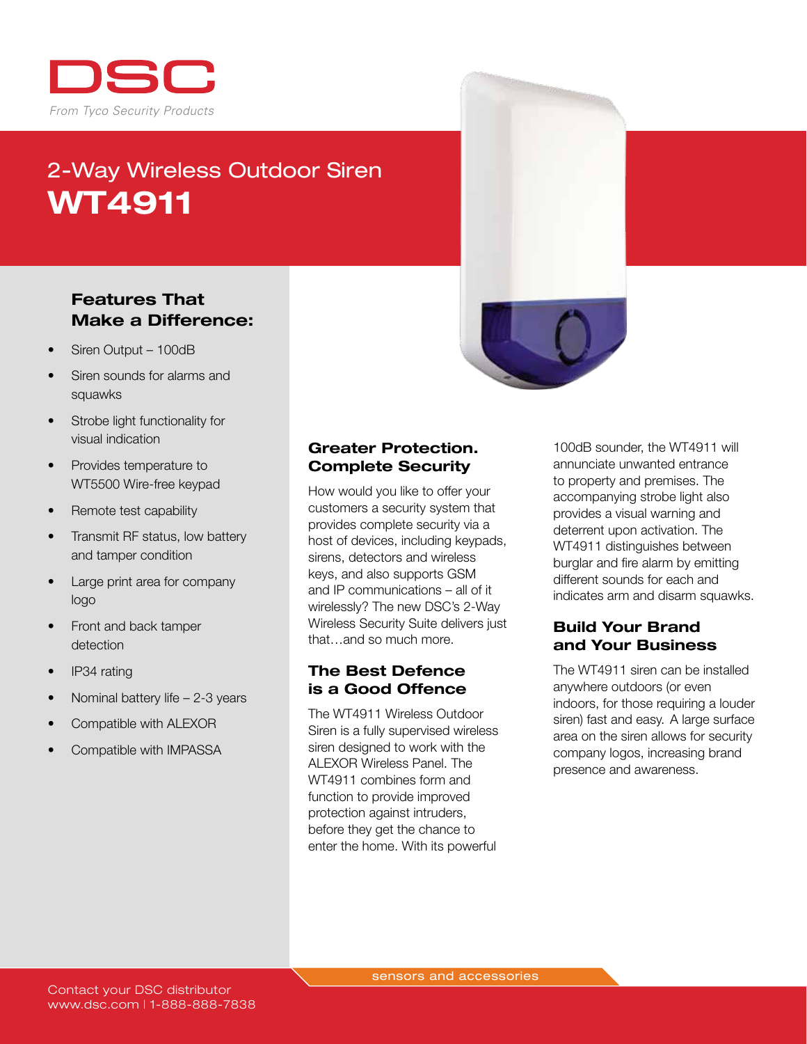DSC

*From Tyco Security Products*

# 2-Way Wireless Outdoor Siren
# WT4911

## Features That Make a Difference:

- Siren Output – 100dB
- Siren sounds for alarms and squawks
- Strobe light functionality for visual indication
- Provides temperature to WT5500 Wire-free keypad
- Remote test capability
- Transmit RF status, low battery and tamper condition
- Large print area for company logo
- Front and back tamper detection
- IP34 rating
- Nominal battery life – 2-3 years
- Compatible with ALEXOR
- Compatible with IMPASSA

## Greater Protection. Complete Security

How would you like to offer your customers a security system that provides complete security via a host of devices, including keypads, sirens, detectors and wireless keys, and also supports GSM and IP communications – all of it wirelessly? The new DSC's 2-Way Wireless Security Suite delivers just that…and so much more.

## The Best Defence is a Good Offence

The WT4911 Wireless Outdoor Siren is a fully supervised wireless siren designed to work with the ALEXOR Wireless Panel. The WT4911 combines form and function to provide improved protection against intruders, before they get the chance to enter the home. With its powerful 100dB sounder, the WT4911 will annunciate unwanted entrance to property and premises. The accompanying strobe light also provides a visual warning and deterrent upon activation. The WT4911 distinguishes between burglar and fire alarm by emitting different sounds for each and indicates arm and disarm squawks.

## Build Your Brand and Your Business

The WT4911 siren can be installed anywhere outdoors (or even indoors, for those requiring a louder siren) fast and easy. A large surface area on the siren allows for security company logos, increasing brand presence and awareness.

sensors and accessories

Contact your DSC distributor
www.dsc.com | 1-888-888-7838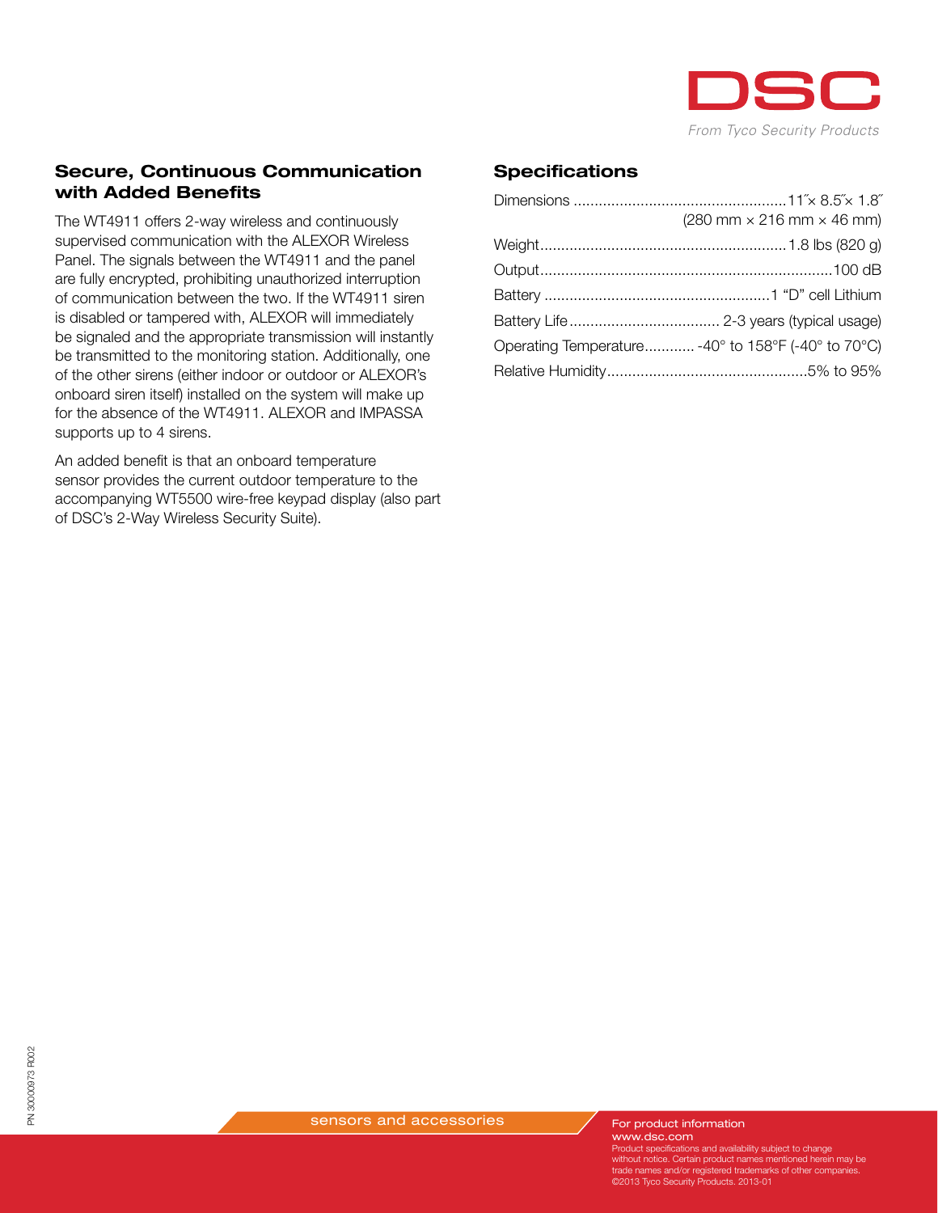DSC

*From Tyco Security Products*

## Secure, Continuous Communication with Added Benefits

The WT4911 offers 2-way wireless and continuously supervised communication with the ALEXOR Wireless Panel. The signals between the WT4911 and the panel are fully encrypted, prohibiting unauthorized interruption of communication between the two. If the WT4911 siren is disabled or tampered with, ALEXOR will immediately be signaled and the appropriate transmission will instantly be transmitted to the monitoring station. Additionally, one of the other sirens (either indoor or outdoor or ALEXOR's onboard siren itself) installed on the system will make up for the absence of the WT4911. ALEXOR and IMPASSA supports up to 4 sirens.

An added benefit is that an onboard temperature sensor provides the current outdoor temperature to the accompanying WT5500 wire-free keypad display (also part of DSC's 2-Way Wireless Security Suite).

## Specifications

| | |
|---|---|
| Dimensions | 11˝× 8.5˝× 1.8˝ (280 mm × 216 mm × 46 mm) |
| Weight | 1.8 lbs (820 g) |
| Output | 100 dB |
| Battery | 1 "D" cell Lithium |
| Battery Life | 2-3 years (typical usage) |
| Operating Temperature | -40° to 158°F (-40° to 70°C) |
| Relative Humidity | 5% to 95% |

PN 30000973 R002

sensors and accessories

For product information
www.dsc.com
Product specifications and availability subject to change without notice. Certain product names mentioned herein may be trade names and/or registered trademarks of other companies.
©2013 Tyco Security Products. 2013-01